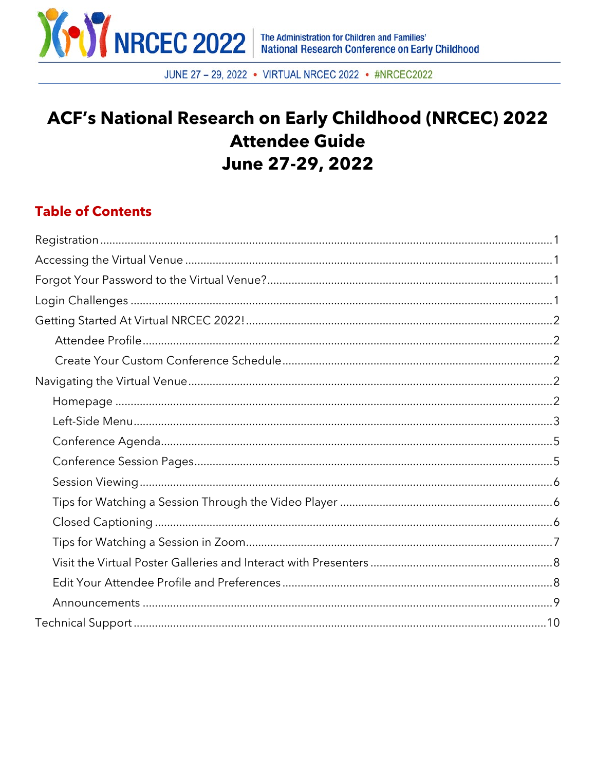NRCEC 2022 The Administration for Children and Families' National Research Conference on Early Childhood

JUNE 27 – 29, 2022 • VIRTUAL NRCEC 2022 • #NRCEC2022

# ACF's National Research on Early Childhood (NRCEC) 2022 Attendee Guide June 27-29, 2022

## Table of Contents

Registration ..... 1
Accessing the Virtual Venue ..... 1
Forgot Your Password to the Virtual Venue? ..... 1
Login Challenges ..... 1
Getting Started At Virtual NRCEC 2022! ..... 2
- Attendee Profile ..... 2
- Create Your Custom Conference Schedule ..... 2

Navigating the Virtual Venue ..... 2
- Homepage ..... 2
- Left-Side Menu ..... 3
- Conference Agenda ..... 5
- Conference Session Pages ..... 5
- Session Viewing ..... 6
- Tips for Watching a Session Through the Video Player ..... 6
- Closed Captioning ..... 6
- Tips for Watching a Session in Zoom ..... 7
- Visit the Virtual Poster Galleries and Interact with Presenters ..... 8
- Edit Your Attendee Profile and Preferences ..... 8
- Announcements ..... 9

Technical Support ..... 10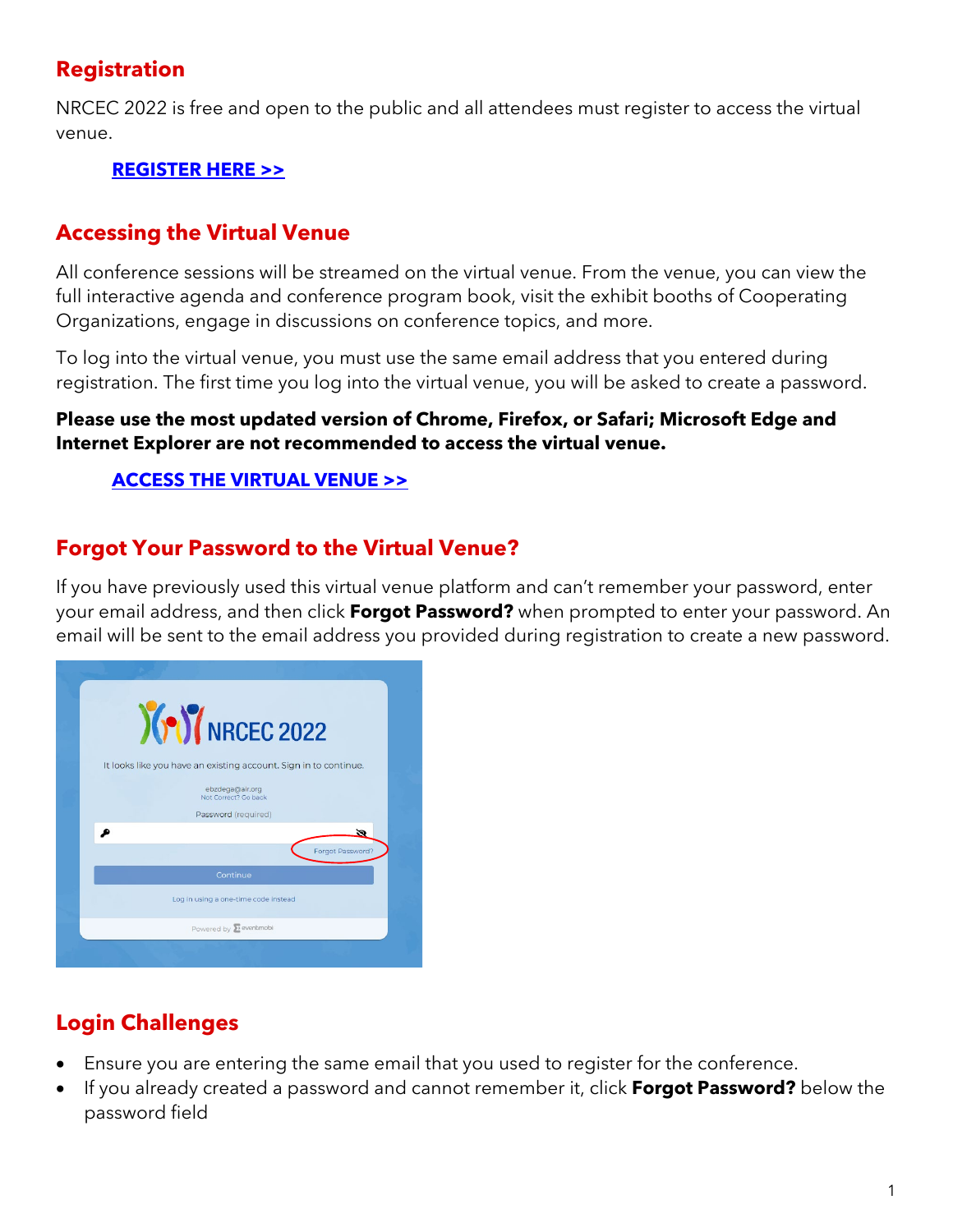## Registration

NRCEC 2022 is free and open to the public and all attendees must register to access the virtual venue.

**REGISTER HERE >>**

## Accessing the Virtual Venue

All conference sessions will be streamed on the virtual venue. From the venue, you can view the full interactive agenda and conference program book, visit the exhibit booths of Cooperating Organizations, engage in discussions on conference topics, and more.

To log into the virtual venue, you must use the same email address that you entered during registration. The first time you log into the virtual venue, you will be asked to create a password.

**Please use the most updated version of Chrome, Firefox, or Safari; Microsoft Edge and Internet Explorer are not recommended to access the virtual venue.**

**ACCESS THE VIRTUAL VENUE >>**

## Forgot Your Password to the Virtual Venue?

If you have previously used this virtual venue platform and can't remember your password, enter your email address, and then click **Forgot Password?** when prompted to enter your password. An email will be sent to the email address you provided during registration to create a new password.

## Login Challenges

- Ensure you are entering the same email that you used to register for the conference.
- If you already created a password and cannot remember it, click **Forgot Password?** below the password field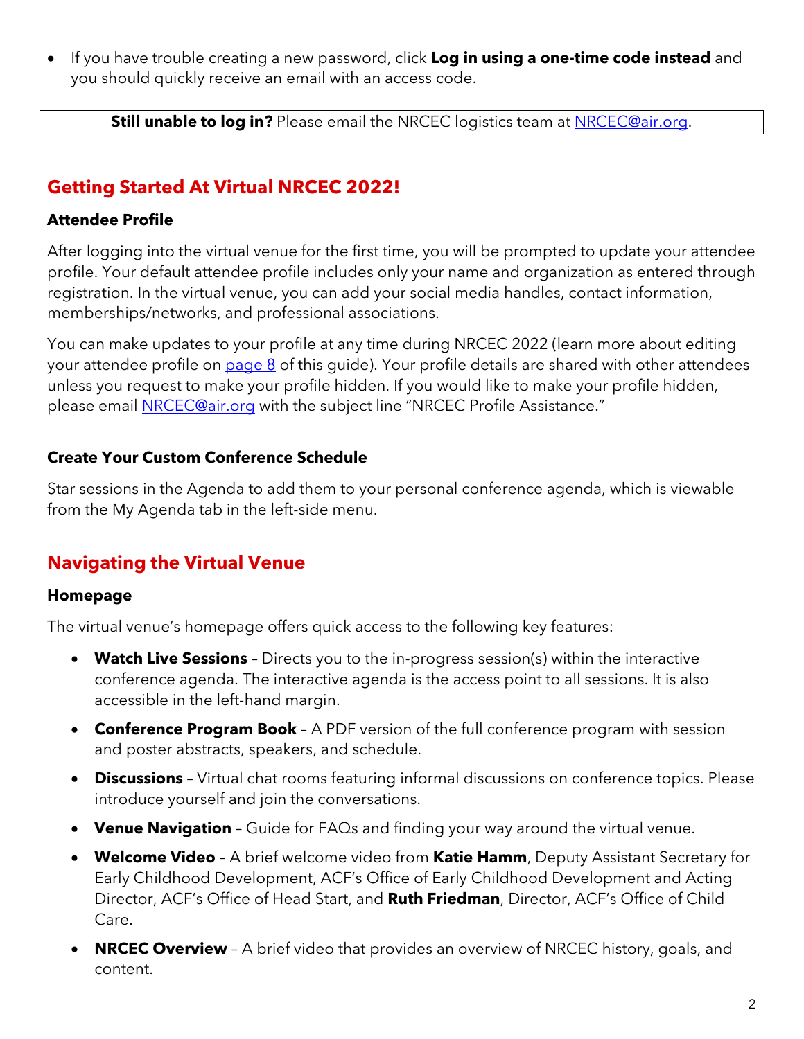- If you have trouble creating a new password, click **Log in using a one-time code instead** and you should quickly receive an email with an access code.

**Still unable to log in?** Please email the NRCEC logistics team at NRCEC@air.org.

## Getting Started At Virtual NRCEC 2022!

### Attendee Profile

After logging into the virtual venue for the first time, you will be prompted to update your attendee profile. Your default attendee profile includes only your name and organization as entered through registration. In the virtual venue, you can add your social media handles, contact information, memberships/networks, and professional associations.

You can make updates to your profile at any time during NRCEC 2022 (learn more about editing your attendee profile on page 8 of this guide). Your profile details are shared with other attendees unless you request to make your profile hidden. If you would like to make your profile hidden, please email NRCEC@air.org with the subject line "NRCEC Profile Assistance."

### Create Your Custom Conference Schedule

Star sessions in the Agenda to add them to your personal conference agenda, which is viewable from the My Agenda tab in the left-side menu.

## Navigating the Virtual Venue

### Homepage

The virtual venue's homepage offers quick access to the following key features:

- **Watch Live Sessions** – Directs you to the in-progress session(s) within the interactive conference agenda. The interactive agenda is the access point to all sessions. It is also accessible in the left-hand margin.
- **Conference Program Book** – A PDF version of the full conference program with session and poster abstracts, speakers, and schedule.
- **Discussions** – Virtual chat rooms featuring informal discussions on conference topics. Please introduce yourself and join the conversations.
- **Venue Navigation** – Guide for FAQs and finding your way around the virtual venue.
- **Welcome Video** – A brief welcome video from **Katie Hamm**, Deputy Assistant Secretary for Early Childhood Development, ACF's Office of Early Childhood Development and Acting Director, ACF's Office of Head Start, and **Ruth Friedman**, Director, ACF's Office of Child Care.
- **NRCEC Overview** – A brief video that provides an overview of NRCEC history, goals, and content.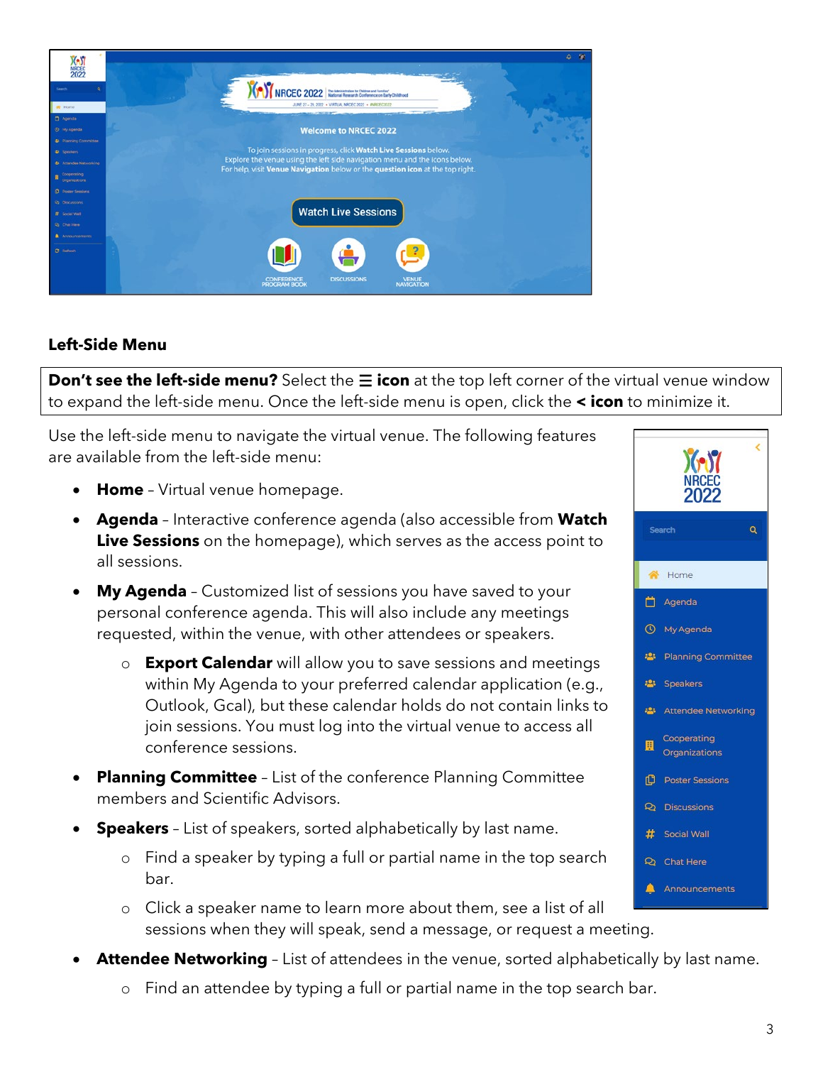## Left-Side Menu

**Don't see the left-side menu?** Select the **☰ icon** at the top left corner of the virtual venue window to expand the left-side menu. Once the left-side menu is open, click the **< icon** to minimize it.

Use the left-side menu to navigate the virtual venue. The following features are available from the left-side menu:

- **Home** – Virtual venue homepage.
- **Agenda** – Interactive conference agenda (also accessible from **Watch Live Sessions** on the homepage), which serves as the access point to all sessions.
- **My Agenda** – Customized list of sessions you have saved to your personal conference agenda. This will also include any meetings requested, within the venue, with other attendees or speakers.
  - **Export Calendar** will allow you to save sessions and meetings within My Agenda to your preferred calendar application (e.g., Outlook, Gcal), but these calendar holds do not contain links to join sessions. You must log into the virtual venue to access all conference sessions.
- **Planning Committee** – List of the conference Planning Committee members and Scientific Advisors.
- **Speakers** – List of speakers, sorted alphabetically by last name.
  - Find a speaker by typing a full or partial name in the top search bar.
  - Click a speaker name to learn more about them, see a list of all sessions when they will speak, send a message, or request a meeting.
- **Attendee Networking** – List of attendees in the venue, sorted alphabetically by last name.
  - Find an attendee by typing a full or partial name in the top search bar.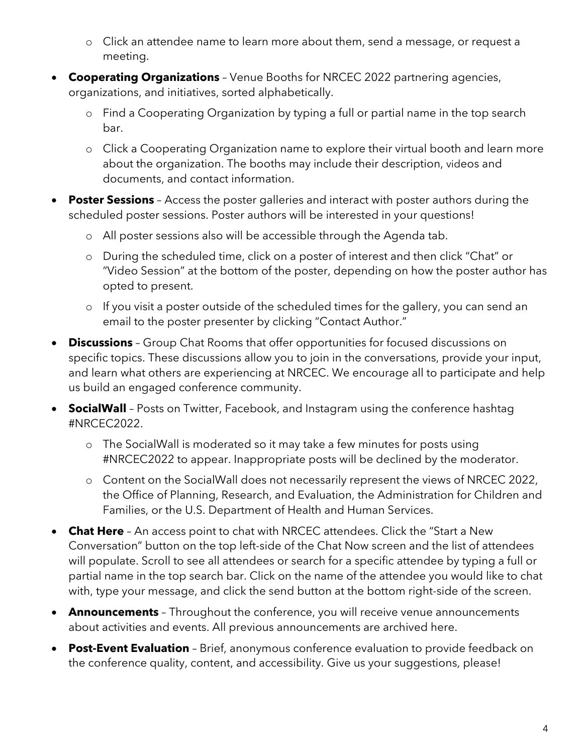- Click an attendee name to learn more about them, send a message, or request a meeting.

- **Cooperating Organizations** – Venue Booths for NRCEC 2022 partnering agencies, organizations, and initiatives, sorted alphabetically.
    - Find a Cooperating Organization by typing a full or partial name in the top search bar.
    - Click a Cooperating Organization name to explore their virtual booth and learn more about the organization. The booths may include their description, videos and documents, and contact information.
- **Poster Sessions** – Access the poster galleries and interact with poster authors during the scheduled poster sessions. Poster authors will be interested in your questions!
    - All poster sessions also will be accessible through the Agenda tab.
    - During the scheduled time, click on a poster of interest and then click "Chat" or "Video Session" at the bottom of the poster, depending on how the poster author has opted to present.
    - If you visit a poster outside of the scheduled times for the gallery, you can send an email to the poster presenter by clicking "Contact Author."
- **Discussions** – Group Chat Rooms that offer opportunities for focused discussions on specific topics. These discussions allow you to join in the conversations, provide your input, and learn what others are experiencing at NRCEC. We encourage all to participate and help us build an engaged conference community.
- **SocialWall** – Posts on Twitter, Facebook, and Instagram using the conference hashtag #NRCEC2022.
    - The SocialWall is moderated so it may take a few minutes for posts using #NRCEC2022 to appear. Inappropriate posts will be declined by the moderator.
    - Content on the SocialWall does not necessarily represent the views of NRCEC 2022, the Office of Planning, Research, and Evaluation, the Administration for Children and Families, or the U.S. Department of Health and Human Services.
- **Chat Here** – An access point to chat with NRCEC attendees. Click the "Start a New Conversation" button on the top left-side of the Chat Now screen and the list of attendees will populate. Scroll to see all attendees or search for a specific attendee by typing a full or partial name in the top search bar. Click on the name of the attendee you would like to chat with, type your message, and click the send button at the bottom right-side of the screen.
- **Announcements** – Throughout the conference, you will receive venue announcements about activities and events. All previous announcements are archived here.
- **Post-Event Evaluation** – Brief, anonymous conference evaluation to provide feedback on the conference quality, content, and accessibility. Give us your suggestions, please!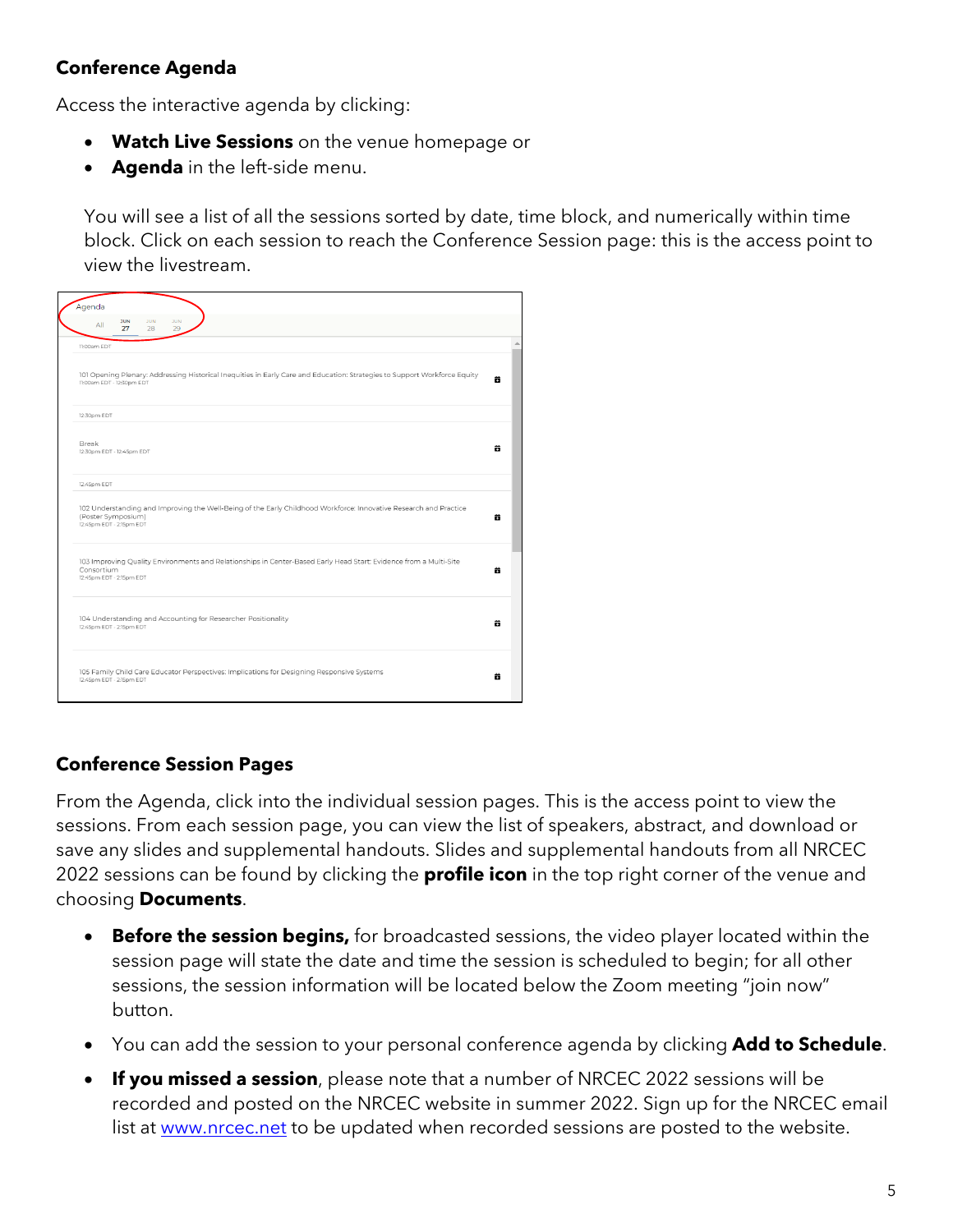## Conference Agenda

Access the interactive agenda by clicking:

- **Watch Live Sessions** on the venue homepage or
- **Agenda** in the left-side menu.

You will see a list of all the sessions sorted by date, time block, and numerically within time block. Click on each session to reach the Conference Session page: this is the access point to view the livestream.

## Conference Session Pages

From the Agenda, click into the individual session pages. This is the access point to view the sessions. From each session page, you can view the list of speakers, abstract, and download or save any slides and supplemental handouts. Slides and supplemental handouts from all NRCEC 2022 sessions can be found by clicking the **profile icon** in the top right corner of the venue and choosing **Documents**.

- **Before the session begins,** for broadcasted sessions, the video player located within the session page will state the date and time the session is scheduled to begin; for all other sessions, the session information will be located below the Zoom meeting "join now" button.
- You can add the session to your personal conference agenda by clicking **Add to Schedule**.
- **If you missed a session**, please note that a number of NRCEC 2022 sessions will be recorded and posted on the NRCEC website in summer 2022. Sign up for the NRCEC email list at www.nrcec.net to be updated when recorded sessions are posted to the website.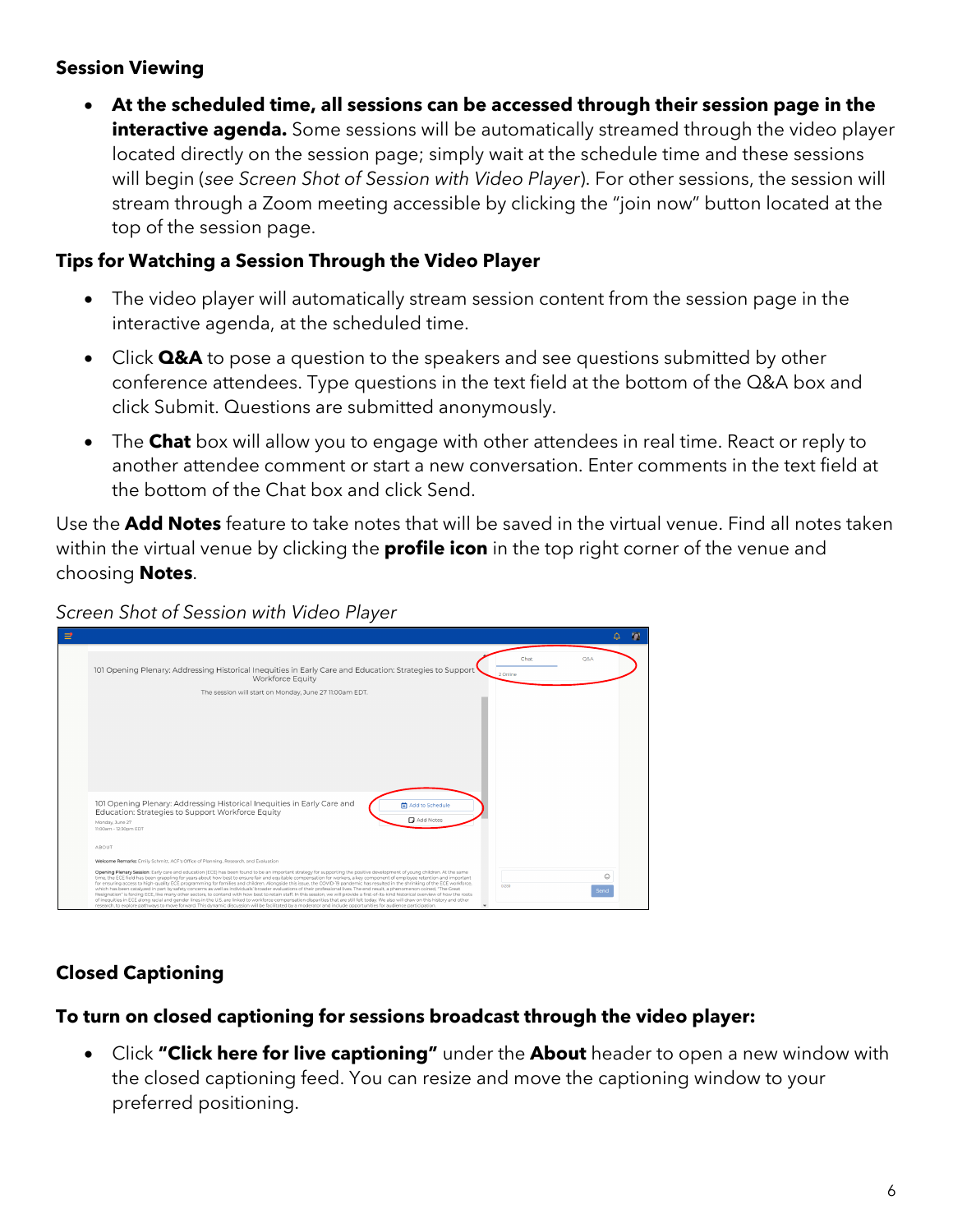**Session Viewing**

- **At the scheduled time, all sessions can be accessed through their session page in the interactive agenda.** Some sessions will be automatically streamed through the video player located directly on the session page; simply wait at the schedule time and these sessions will begin (*see Screen Shot of Session with Video Player*). For other sessions, the session will stream through a Zoom meeting accessible by clicking the "join now" button located at the top of the session page.

**Tips for Watching a Session Through the Video Player**

- The video player will automatically stream session content from the session page in the interactive agenda, at the scheduled time.
- Click **Q&A** to pose a question to the speakers and see questions submitted by other conference attendees. Type questions in the text field at the bottom of the Q&A box and click Submit. Questions are submitted anonymously.
- The **Chat** box will allow you to engage with other attendees in real time. React or reply to another attendee comment or start a new conversation. Enter comments in the text field at the bottom of the Chat box and click Send.

Use the **Add Notes** feature to take notes that will be saved in the virtual venue. Find all notes taken within the virtual venue by clicking the **profile icon** in the top right corner of the venue and choosing **Notes**.

*Screen Shot of Session with Video Player*

**Closed Captioning**

**To turn on closed captioning for sessions broadcast through the video player:**

- Click **"Click here for live captioning"** under the **About** header to open a new window with the closed captioning feed. You can resize and move the captioning window to your preferred positioning.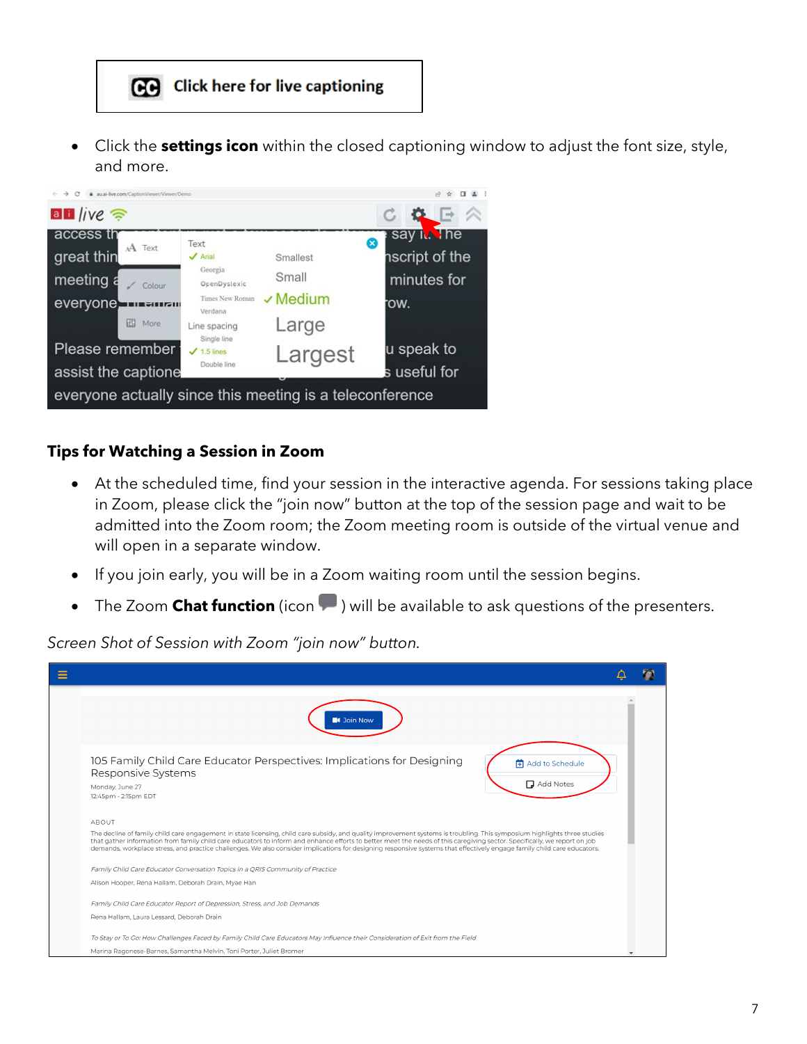Click here for live captioning

- Click the **settings icon** within the closed captioning window to adjust the font size, style, and more.

**Tips for Watching a Session in Zoom**

- At the scheduled time, find your session in the interactive agenda. For sessions taking place in Zoom, please click the "join now" button at the top of the session page and wait to be admitted into the Zoom room; the Zoom meeting room is outside of the virtual venue and will open in a separate window.
- If you join early, you will be in a Zoom waiting room until the session begins.
- The Zoom **Chat function** (icon ) will be available to ask questions of the presenters.

*Screen Shot of Session with Zoom "join now" button.*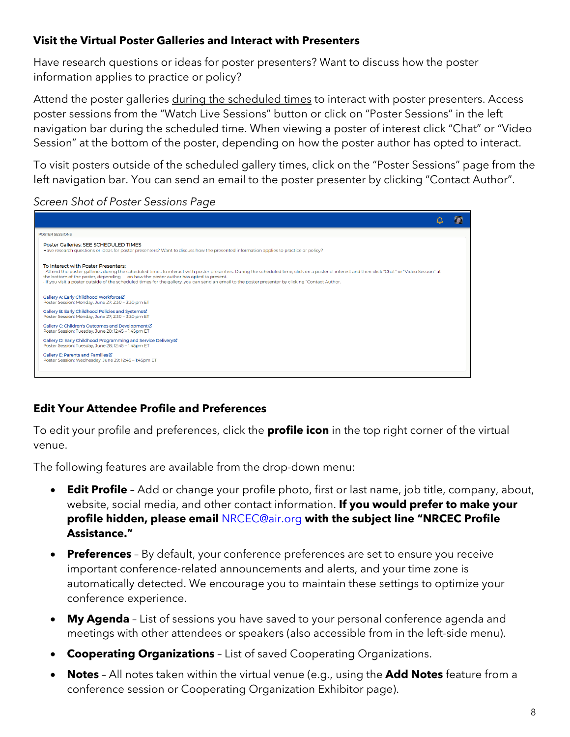### Visit the Virtual Poster Galleries and Interact with Presenters

Have research questions or ideas for poster presenters? Want to discuss how the poster information applies to practice or policy?

Attend the poster galleries during the scheduled times to interact with poster presenters. Access poster sessions from the "Watch Live Sessions" button or click on "Poster Sessions" in the left navigation bar during the scheduled time. When viewing a poster of interest click "Chat" or "Video Session" at the bottom of the poster, depending on how the poster author has opted to interact.

To visit posters outside of the scheduled gallery times, click on the "Poster Sessions" page from the left navigation bar. You can send an email to the poster presenter by clicking "Contact Author".

*Screen Shot of Poster Sessions Page*

POSTER SESSIONS

Poster Galleries: SEE SCHEDULED TIMES
Have research questions or ideas for poster presenters? Want to discuss how the presented information applies to practice or policy?

To Interact with Poster Presenters:
- Attend the poster galleries during the scheduled times to interact with poster presenters. During the scheduled time, click on a poster of interest and then click "Chat" or "Video Session" at the bottom of the poster, depending on how the poster author has opted to present.
- If you visit a poster outside of the scheduled times for the gallery, you can send an email to the poster presenter by clicking "Contact Author.

Gallery A: Early Childhood Workforce
Poster Session: Monday, June 27, 2:30 – 3:30 pm ET

Gallery B: Early Childhood Policies and Systems
Poster Session: Monday, June 27, 2:30 – 3:30 pm ET

Gallery C: Children's Outcomes and Development
Poster Session: Tuesday, June 28, 12:45 – 1:45pm ET

Gallery D: Early Childhood Programming and Service Delivery
Poster Session: Tuesday, June 28, 12:45 – 1:45pm ET

Gallery E: Parents and Families
Poster Session: Wednesday, June 29, 12:45 – 1:45pm ET

### Edit Your Attendee Profile and Preferences

To edit your profile and preferences, click the **profile icon** in the top right corner of the virtual venue.

The following features are available from the drop-down menu:

- **Edit Profile** – Add or change your profile photo, first or last name, job title, company, about, website, social media, and other contact information. **If you would prefer to make your profile hidden, please email [NRCEC@air.org](mailto:NRCEC@air.org) with the subject line "NRCEC Profile Assistance."**
- **Preferences** – By default, your conference preferences are set to ensure you receive important conference-related announcements and alerts, and your time zone is automatically detected. We encourage you to maintain these settings to optimize your conference experience.
- **My Agenda** – List of sessions you have saved to your personal conference agenda and meetings with other attendees or speakers (also accessible from in the left-side menu).
- **Cooperating Organizations** – List of saved Cooperating Organizations.
- **Notes** – All notes taken within the virtual venue (e.g., using the **Add Notes** feature from a conference session or Cooperating Organization Exhibitor page).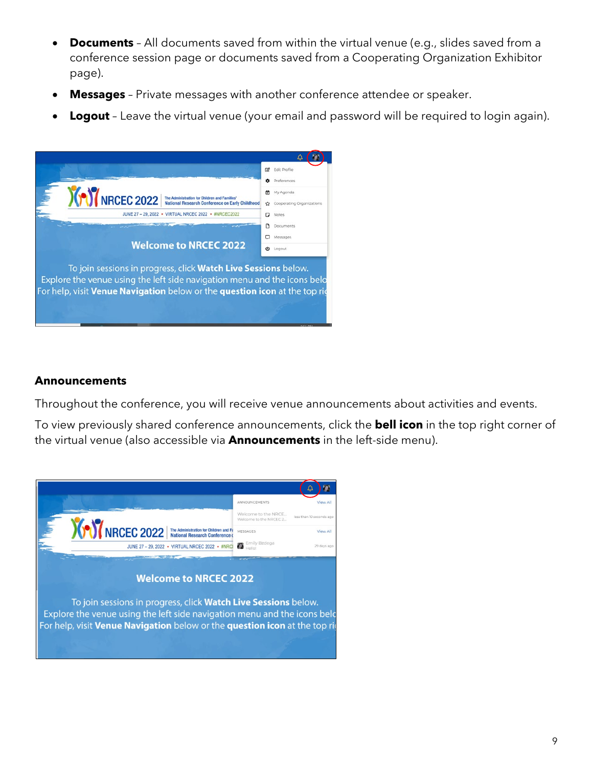- **Documents** – All documents saved from within the virtual venue (e.g., slides saved from a conference session page or documents saved from a Cooperating Organization Exhibitor page).
- **Messages** – Private messages with another conference attendee or speaker.
- **Logout** – Leave the virtual venue (your email and password will be required to login again).

### Announcements

Throughout the conference, you will receive venue announcements about activities and events.

To view previously shared conference announcements, click the **bell icon** in the top right corner of the virtual venue (also accessible via **Announcements** in the left-side menu).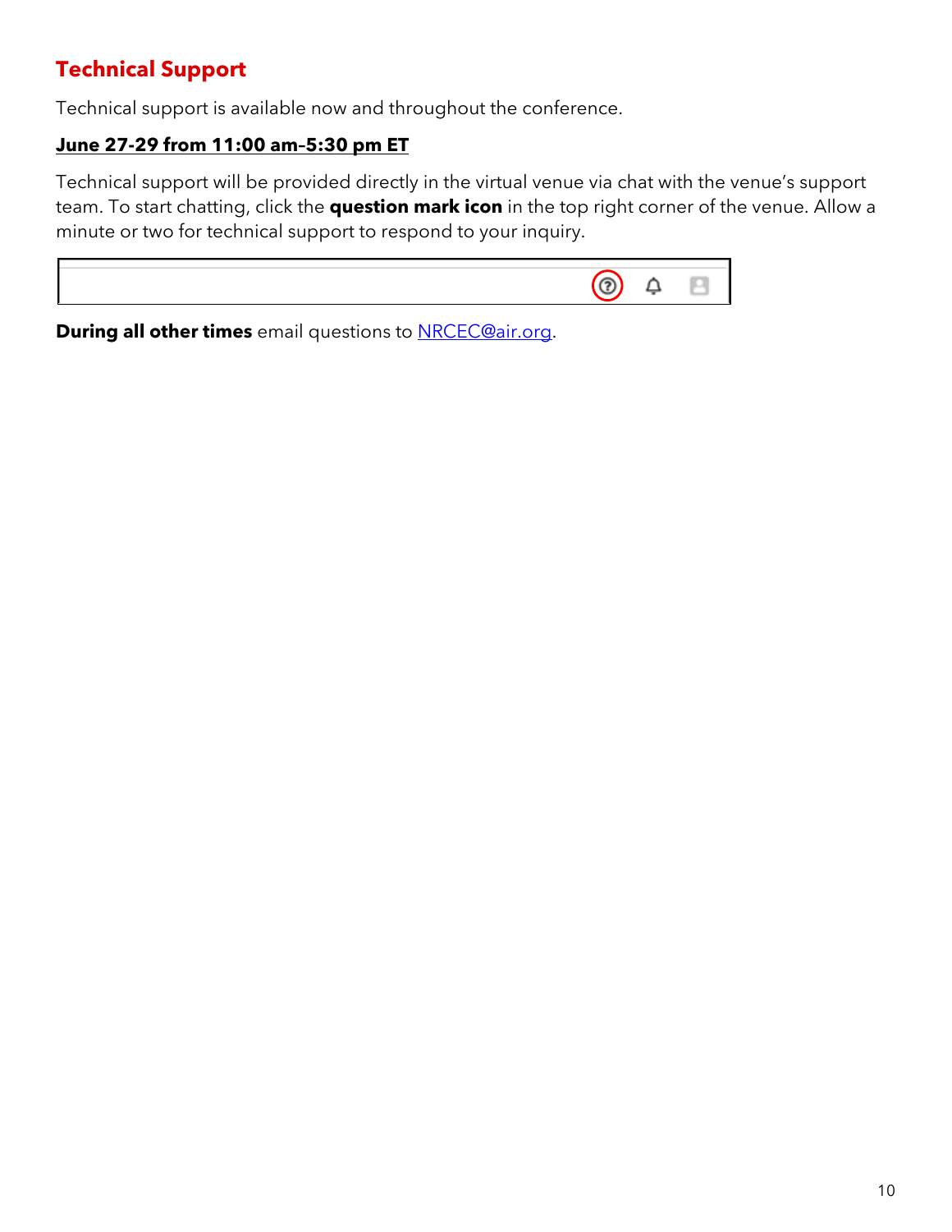## Technical Support

Technical support is available now and throughout the conference.

**June 27-29 from 11:00 am–5:30 pm ET**

Technical support will be provided directly in the virtual venue via chat with the venue's support team. To start chatting, click the **question mark icon** in the top right corner of the venue. Allow a minute or two for technical support to respond to your inquiry.

**During all other times** email questions to NRCEC@air.org.